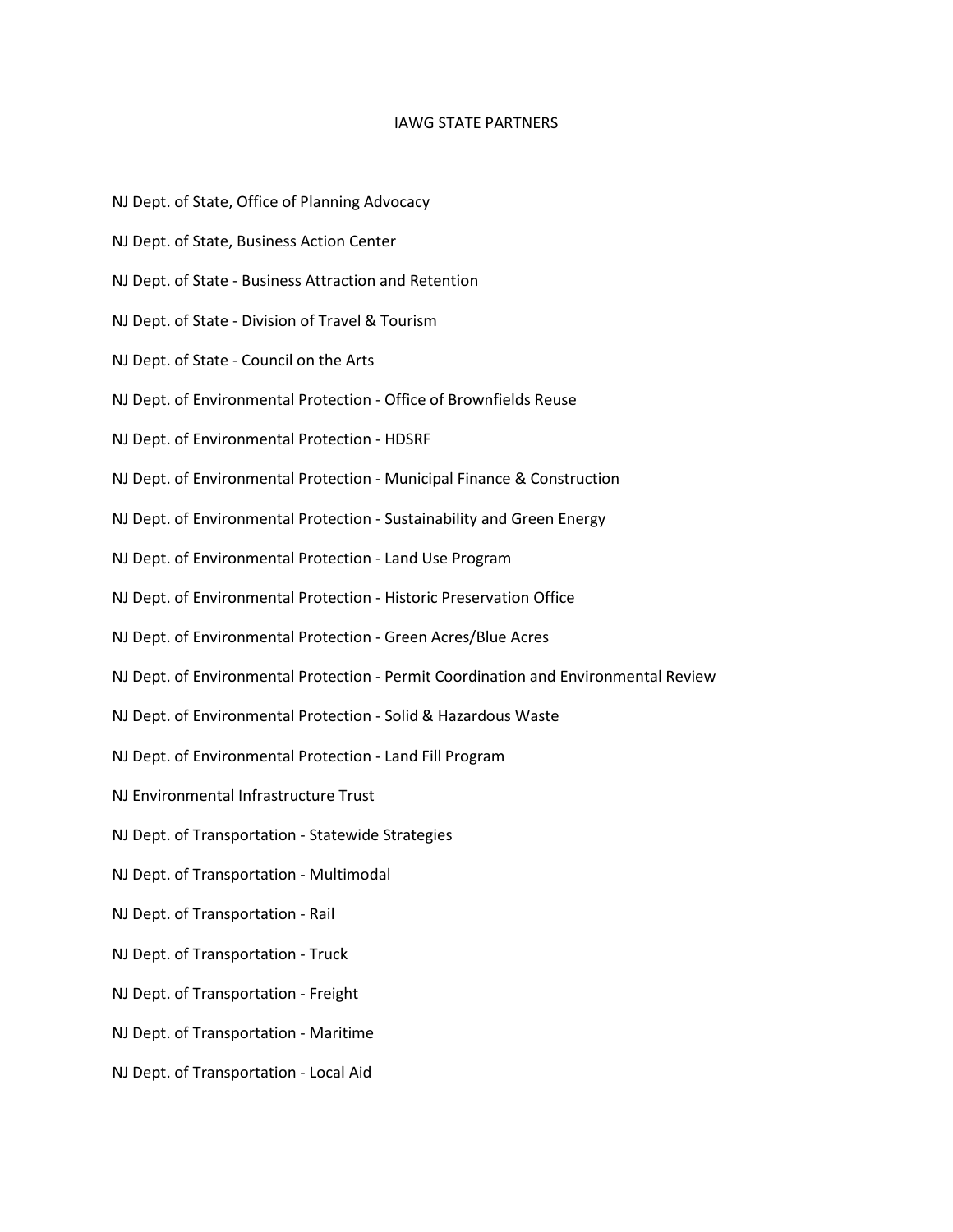# IAWG STATE PARTNERS

NJ Dept. of State, Office of Planning Advocacy

NJ Dept. of State, Business Action Center

NJ Dept. of State - Business Attraction and Retention

NJ Dept. of State - Division of Travel & Tourism

NJ Dept. of State - Council on the Arts

NJ Dept. of Environmental Protection - Office of Brownfields Reuse

NJ Dept. of Environmental Protection - HDSRF

NJ Dept. of Environmental Protection - Municipal Finance & Construction

NJ Dept. of Environmental Protection - Sustainability and Green Energy

NJ Dept. of Environmental Protection - Land Use Program

NJ Dept. of Environmental Protection - Historic Preservation Office

NJ Dept. of Environmental Protection - Green Acres/Blue Acres

NJ Dept. of Environmental Protection - Permit Coordination and Environmental Review

NJ Dept. of Environmental Protection - Solid & Hazardous Waste

NJ Dept. of Environmental Protection - Land Fill Program

NJ Environmental Infrastructure Trust

NJ Dept. of Transportation - Statewide Strategies

NJ Dept. of Transportation - Multimodal

NJ Dept. of Transportation - Rail

NJ Dept. of Transportation - Truck

NJ Dept. of Transportation - Freight

NJ Dept. of Transportation - Maritime

NJ Dept. of Transportation - Local Aid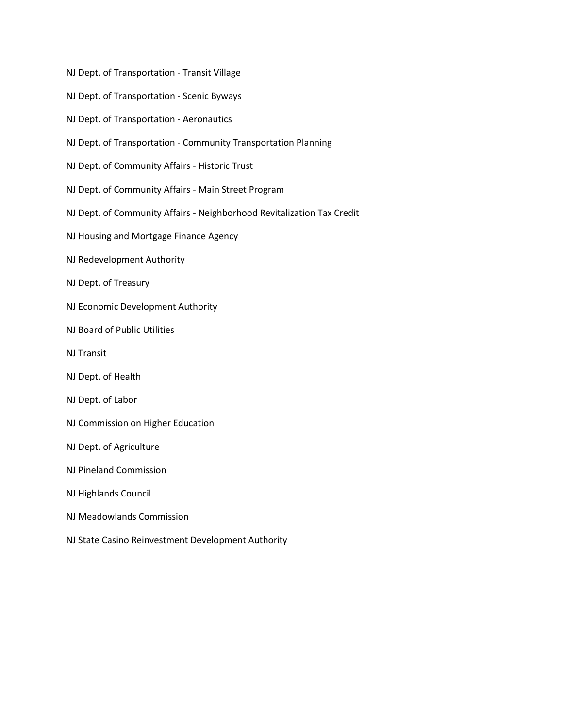NJ Dept. of Transportation - Transit Village

NJ Dept. of Transportation - Scenic Byways

NJ Dept. of Transportation - Aeronautics

NJ Dept. of Transportation - Community Transportation Planning

NJ Dept. of Community Affairs - Historic Trust

NJ Dept. of Community Affairs - Main Street Program

NJ Dept. of Community Affairs - Neighborhood Revitalization Tax Credit

NJ Housing and Mortgage Finance Agency

NJ Redevelopment Authority

NJ Dept. of Treasury

NJ Economic Development Authority

NJ Board of Public Utilities

NJ Transit

NJ Dept. of Health

NJ Dept. of Labor

NJ Commission on Higher Education

NJ Dept. of Agriculture

NJ Pineland Commission

NJ Highlands Council

NJ Meadowlands Commission

NJ State Casino Reinvestment Development Authority